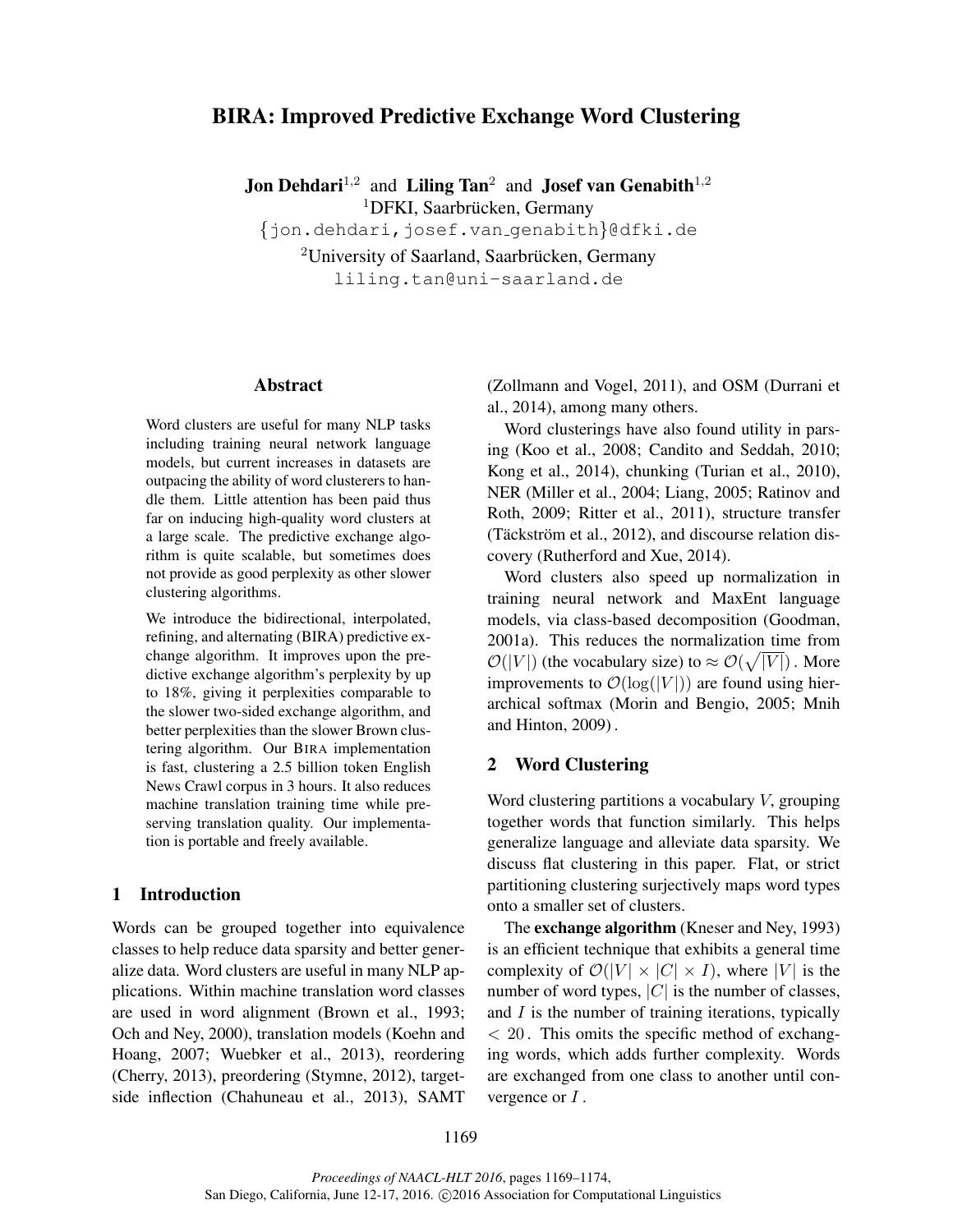# BIRA: Improved Predictive Exchange Word Clustering

**Jon Dehdari**[1,2] and **Liling Tan**[2] and **Josef van Genabith**[1,2]

[1]DFKI, Saarbrücken, Germany

{jon.dehdari,josef.van_genabith}@dfki.de

[2]University of Saarland, Saarbrücken, Germany

liling.tan@uni-saarland.de

## Abstract

Word clusters are useful for many NLP tasks including training neural network language models, but current increases in datasets are outpacing the ability of word clusterers to handle them. Little attention has been paid thus far on inducing high-quality word clusters at a large scale. The predictive exchange algorithm is quite scalable, but sometimes does not provide as good perplexity as other slower clustering algorithms.

We introduce the bidirectional, interpolated, refining, and alternating (BIRA) predictive exchange algorithm. It improves upon the predictive exchange algorithm's perplexity by up to 18%, giving it perplexities comparable to the slower two-sided exchange algorithm, and better perplexities than the slower Brown clustering algorithm. Our BIRA implementation is fast, clustering a 2.5 billion token English News Crawl corpus in 3 hours. It also reduces machine translation training time while preserving translation quality. Our implementation is portable and freely available.

## 1 Introduction

Words can be grouped together into equivalence classes to help reduce data sparsity and better generalize data. Word clusters are useful in many NLP applications. Within machine translation word classes are used in word alignment (Brown et al., 1993; Och and Ney, 2000), translation models (Koehn and Hoang, 2007; Wuebker et al., 2013), reordering (Cherry, 2013), preordering (Stymne, 2012), target-side inflection (Chahuneau et al., 2013), SAMT (Zollmann and Vogel, 2011), and OSM (Durrani et al., 2014), among many others.

Word clusterings have also found utility in parsing (Koo et al., 2008; Candito and Seddah, 2010; Kong et al., 2014), chunking (Turian et al., 2010), NER (Miller et al., 2004; Liang, 2005; Ratinov and Roth, 2009; Ritter et al., 2011), structure transfer (Täckström et al., 2012), and discourse relation discovery (Rutherford and Xue, 2014).

Word clusters also speed up normalization in training neural network and MaxEnt language models, via class-based decomposition (Goodman, 2001a). This reduces the normalization time from $\mathcal{O}(|V|)$ (the vocabulary size) to $\approx \mathcal{O}(\sqrt{|V|})$. More improvements to $\mathcal{O}(\log(|V|))$ are found using hierarchical softmax (Morin and Bengio, 2005; Mnih and Hinton, 2009).

## 2 Word Clustering

Word clustering partitions a vocabulary $V$, grouping together words that function similarly. This helps generalize language and alleviate data sparsity. We discuss flat clustering in this paper. Flat, or strict partitioning clustering surjectively maps word types onto a smaller set of clusters.

The **exchange algorithm** (Kneser and Ney, 1993) is an efficient technique that exhibits a general time complexity of $\mathcal{O}(|V| \times |C| \times I)$, where $|V|$ is the number of word types, $|C|$ is the number of classes, and $I$ is the number of training iterations, typically $< 20$. This omits the specific method of exchanging words, which adds further complexity. Words are exchanged from one class to another until convergence or $I$.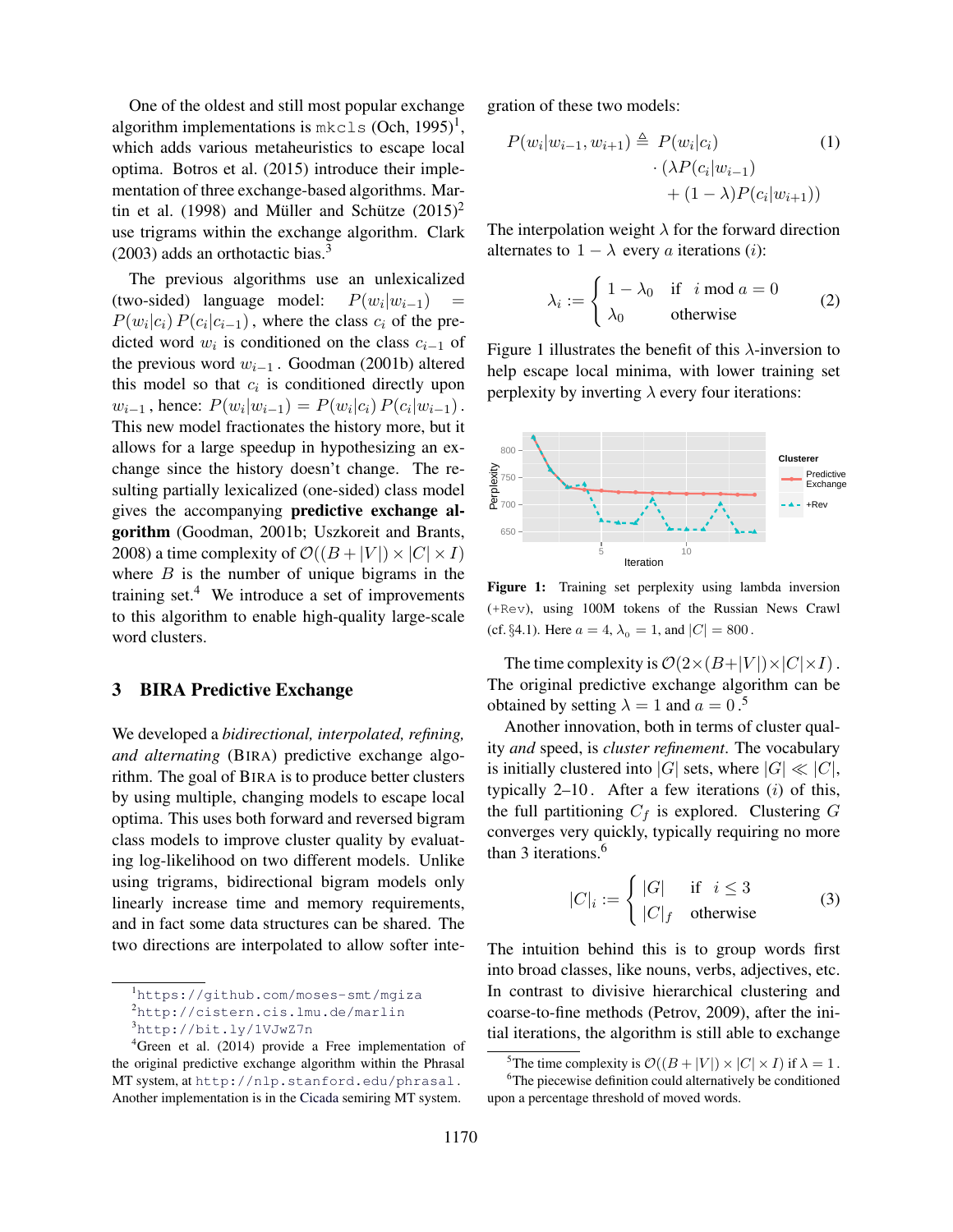One of the oldest and still most popular exchange algorithm implementations is `mkcls` (Och, 1995)[1], which adds various metaheuristics to escape local optima. Botros et al. (2015) introduce their implementation of three exchange-based algorithms. Martin et al. (1998) and Müller and Schütze (2015)[2] use trigrams within the exchange algorithm. Clark (2003) adds an orthotactic bias.[3]

The previous algorithms use an unlexicalized (two-sided) language model: $P(w_i|w_{i-1}) = P(w_i|c_i)\, P(c_i|c_{i-1})$, where the class $c_i$ of the predicted word $w_i$ is conditioned on the class $c_{i-1}$ of the previous word $w_{i-1}$. Goodman (2001b) altered this model so that $c_i$ is conditioned directly upon $w_{i-1}$, hence: $P(w_i|w_{i-1}) = P(w_i|c_i)\, P(c_i|w_{i-1})$. This new model fractionates the history more, but it allows for a large speedup in hypothesizing an exchange since the history doesn't change. The resulting partially lexicalized (one-sided) class model gives the accompanying **predictive exchange algorithm** (Goodman, 2001b; Uszkoreit and Brants, 2008) a time complexity of $\mathcal{O}((B + |V|) \times |C| \times I)$ where $B$ is the number of unique bigrams in the training set.[4] We introduce a set of improvements to this algorithm to enable high-quality large-scale word clusters.

## 3 BIRA Predictive Exchange

We developed a *bidirectional, interpolated, refining, and alternating* (BIRA) predictive exchange algorithm. The goal of BIRA is to produce better clusters by using multiple, changing models to escape local optima. This uses both forward and reversed bigram class models to improve cluster quality by evaluating log-likelihood on two different models. Unlike using trigrams, bidirectional bigram models only linearly increase time and memory requirements, and in fact some data structures can be shared. The two directions are interpolated to allow softer integration of these two models:

$$P(w_i|w_{i-1}, w_{i+1}) \triangleq P(w_i|c_i) \cdot (\lambda P(c_i|w_{i-1}) + (1-\lambda) P(c_i|w_{i+1})) \quad (1)$$

The interpolation weight $\lambda$ for the forward direction alternates to $1 - \lambda$ every $a$ iterations ($i$):

$$\lambda_i := \begin{cases} 1 - \lambda_0 & \text{if } \; i \bmod a = 0 \\ \lambda_0 & \text{otherwise} \end{cases} \quad (2)$$

Figure 1 illustrates the benefit of this $\lambda$-inversion to help escape local minima, with lower training set perplexity by inverting $\lambda$ every four iterations:

**Figure 1:** Training set perplexity using lambda inversion (`+Rev`), using 100M tokens of the Russian News Crawl (cf. §4.1). Here $a = 4$, $\lambda_0 = 1$, and $|C| = 800$.

The time complexity is $\mathcal{O}(2 \times (B + |V|) \times |C| \times I)$. The original predictive exchange algorithm can be obtained by setting $\lambda = 1$ and $a = 0$.[5]

Another innovation, both in terms of cluster quality *and* speed, is *cluster refinement*. The vocabulary is initially clustered into $|G|$ sets, where $|G| \ll |C|$, typically 2–10. After a few iterations ($i$) of this, the full partitioning $C_f$ is explored. Clustering $G$ converges very quickly, typically requiring no more than 3 iterations.[6]

$$|C|_i := \begin{cases} |G| & \text{if } \; i \leq 3 \\ |C|_f & \text{otherwise} \end{cases} \quad (3)$$

The intuition behind this is to group words first into broad classes, like nouns, verbs, adjectives, etc. In contrast to divisive hierarchical clustering and coarse-to-fine methods (Petrov, 2009), after the initial iterations, the algorithm is still able to exchange

---

[1] `https://github.com/moses-smt/mgiza`

[2] `http://cistern.cis.lmu.de/marlin`

[3] `http://bit.ly/1VJwZ7n`

[4] Green et al. (2014) provide a Free implementation of the original predictive exchange algorithm within the Phrasal MT system, at `http://nlp.stanford.edu/phrasal`. Another implementation is in the Cicada semiring MT system.

[5] The time complexity is $\mathcal{O}((B + |V|) \times |C| \times I)$ if $\lambda = 1$.

[6] The piecewise definition could alternatively be conditioned upon a percentage threshold of moved words.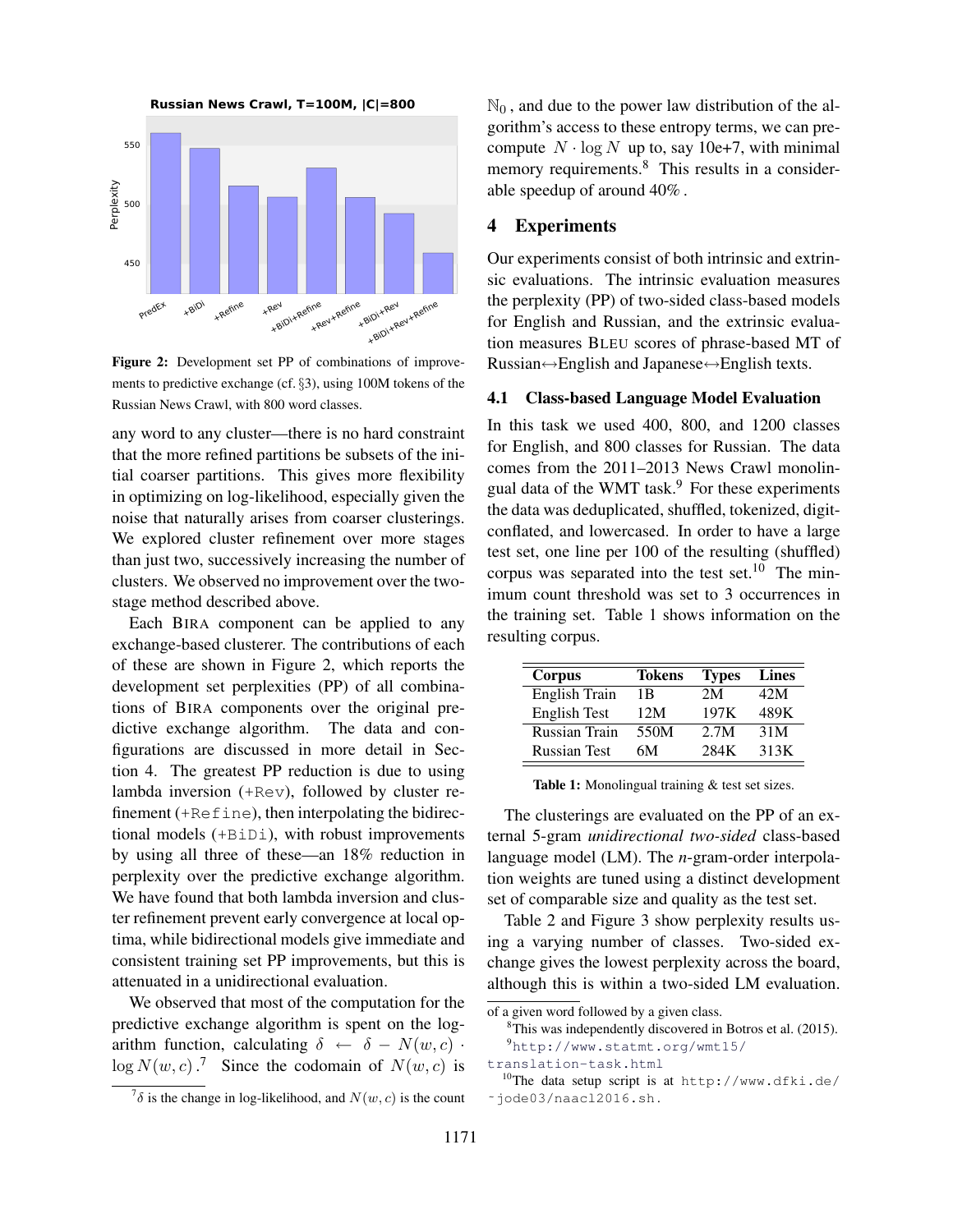Figure 2: Development set PP of combinations of improvements to predictive exchange (cf. §3), using 100M tokens of the Russian News Crawl, with 800 word classes.

any word to any cluster—there is no hard constraint that the more refined partitions be subsets of the initial coarser partitions. This gives more flexibility in optimizing on log-likelihood, especially given the noise that naturally arises from coarser clusterings. We explored cluster refinement over more stages than just two, successively increasing the number of clusters. We observed no improvement over the two-stage method described above.

Each BIRA component can be applied to any exchange-based clusterer. The contributions of each of these are shown in Figure 2, which reports the development set perplexities (PP) of all combinations of BIRA components over the original predictive exchange algorithm. The data and configurations are discussed in more detail in Section 4. The greatest PP reduction is due to using lambda inversion (`+Rev`), followed by cluster refinement (`+Refine`), then interpolating the bidirectional models (`+BiDi`), with robust improvements by using all three of these—an 18% reduction in perplexity over the predictive exchange algorithm. We have found that both lambda inversion and cluster refinement prevent early convergence at local optima, while bidirectional models give immediate and consistent training set PP improvements, but this is attenuated in a unidirectional evaluation.

We observed that most of the computation for the predictive exchange algorithm is spent on the logarithm function, calculating $\delta \leftarrow \delta - N(w, c) \cdot \log N(w, c)$.[7] Since the codomain of $N(w, c)$ is $\mathbb{N}_0$, and due to the power law distribution of the algorithm's access to these entropy terms, we can precompute $N \cdot \log N$ up to, say 10e+7, with minimal memory requirements.[8] This results in a considerable speedup of around 40%.

## 4 Experiments

Our experiments consist of both intrinsic and extrinsic evaluations. The intrinsic evaluation measures the perplexity (PP) of two-sided class-based models for English and Russian, and the extrinsic evaluation measures BLEU scores of phrase-based MT of Russian↔English and Japanese↔English texts.

### 4.1 Class-based Language Model Evaluation

In this task we used 400, 800, and 1200 classes for English, and 800 classes for Russian. The data comes from the 2011–2013 News Crawl monolingual data of the WMT task.[9] For these experiments the data was deduplicated, shuffled, tokenized, digit-conflated, and lowercased. In order to have a large test set, one line per 100 of the resulting (shuffled) corpus was separated into the test set.[10] The minimum count threshold was set to 3 occurrences in the training set. Table 1 shows information on the resulting corpus.

| Corpus | Tokens | Types | Lines |
|---|---|---|---|
| English Train | 1B | 2M | 42M |
| English Test | 12M | 197K | 489K |
| Russian Train | 550M | 2.7M | 31M |
| Russian Test | 6M | 284K | 313K |

Table 1: Monolingual training & test set sizes.

The clusterings are evaluated on the PP of an external 5-gram *unidirectional two-sided* class-based language model (LM). The *n*-gram-order interpolation weights are tuned using a distinct development set of comparable size and quality as the test set.

Table 2 and Figure 3 show perplexity results using a varying number of classes. Two-sided exchange gives the lowest perplexity across the board, although this is within a two-sided LM evaluation.

[7] $\delta$ is the change in log-likelihood, and $N(w, c)$ is the count of a given word followed by a given class.

[8] This was independently discovered in Botros et al. (2015).

[9] http://www.statmt.org/wmt15/translation-task.html

[10] The data setup script is at http://www.dfki.de/~jode03/naacl2016.sh.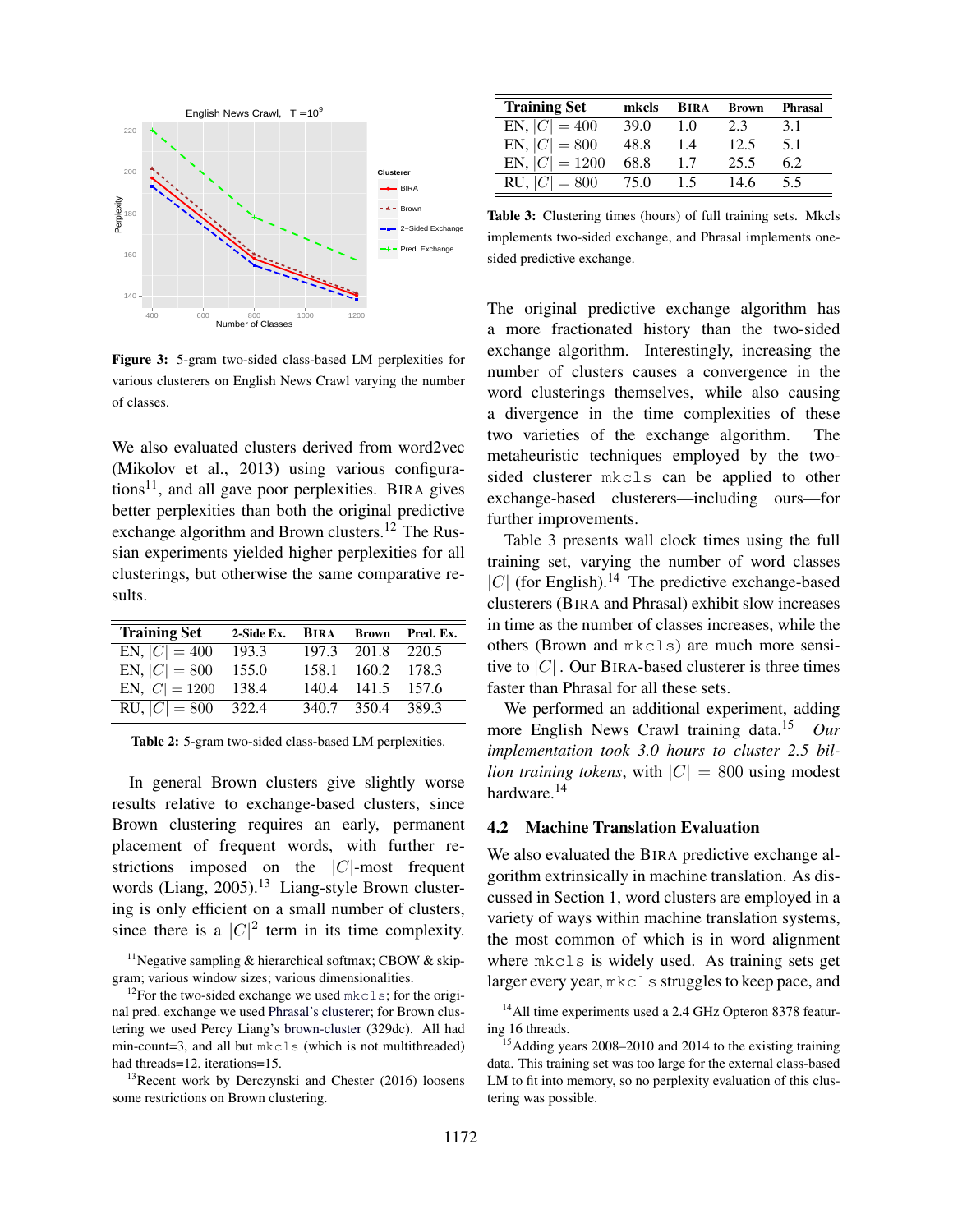**Figure 3:** 5-gram two-sided class-based LM perplexities for various clusterers on English News Crawl varying the number of classes.

We also evaluated clusters derived from word2vec (Mikolov et al., 2013) using various configurations[11], and all gave poor perplexities. BIRA gives better perplexities than both the original predictive exchange algorithm and Brown clusters.[12] The Russian experiments yielded higher perplexities for all clusterings, but otherwise the same comparative results.

| Training Set | 2-Side Ex. | BIRA | Brown | Pred. Ex. |
|---|---|---|---|---|
| EN, $\|C\| = 400$ | 193.3 | 197.3 | 201.8 | 220.5 |
| EN, $\|C\| = 800$ | 155.0 | 158.1 | 160.2 | 178.3 |
| EN, $\|C\| = 1200$ | 138.4 | 140.4 | 141.5 | 157.6 |
| RU, $\|C\| = 800$ | 322.4 | 340.7 | 350.4 | 389.3 |

**Table 2:** 5-gram two-sided class-based LM perplexities.

In general Brown clusters give slightly worse results relative to exchange-based clusters, since Brown clustering requires an early, permanent placement of frequent words, with further restrictions imposed on the $|C|$-most frequent words (Liang, 2005).[13] Liang-style Brown clustering is only efficient on a small number of clusters, since there is a $|C|^2$ term in its time complexity.

| Training Set | mkcls | BIRA | Brown | Phrasal |
|---|---|---|---|---|
| EN, $\|C\| = 400$ | 39.0 | 1.0 | 2.3 | 3.1 |
| EN, $\|C\| = 800$ | 48.8 | 1.4 | 12.5 | 5.1 |
| EN, $\|C\| = 1200$ | 68.8 | 1.7 | 25.5 | 6.2 |
| RU, $\|C\| = 800$ | 75.0 | 1.5 | 14.6 | 5.5 |

**Table 3:** Clustering times (hours) of full training sets. Mkcls implements two-sided exchange, and Phrasal implements one-sided predictive exchange.

The original predictive exchange algorithm has a more fractionated history than the two-sided exchange algorithm. Interestingly, increasing the number of clusters causes a convergence in the word clusterings themselves, while also causing a divergence in the time complexities of these two varieties of the exchange algorithm. The metaheuristic techniques employed by the two-sided clusterer `mkcls` can be applied to other exchange-based clusterers—including ours—for further improvements.

Table 3 presents wall clock times using the full training set, varying the number of word classes $|C|$ (for English).[14] The predictive exchange-based clusterers (BIRA and Phrasal) exhibit slow increases in time as the number of classes increases, while the others (Brown and `mkcls`) are much more sensitive to $|C|$. Our BIRA-based clusterer is three times faster than Phrasal for all these sets.

We performed an additional experiment, adding more English News Crawl training data.[15] *Our implementation took 3.0 hours to cluster 2.5 billion training tokens*, with $|C| = 800$ using modest hardware.[14]

### 4.2 Machine Translation Evaluation

We also evaluated the BIRA predictive exchange algorithm extrinsically in machine translation. As discussed in Section 1, word clusters are employed in a variety of ways within machine translation systems, the most common of which is in word alignment where `mkcls` is widely used. As training sets get larger every year, `mkcls` struggles to keep pace, and

---

[11] Negative sampling & hierarchical softmax; CBOW & skip-gram; various window sizes; various dimensionalities.

[12] For the two-sided exchange we used `mkcls`; for the original pred. exchange we used Phrasal's clusterer; for Brown clustering we used Percy Liang's brown-cluster (329dc). All had min-count=3, and all but `mkcls` (which is not multithreaded) had threads=12, iterations=15.

[13] Recent work by Derczynski and Chester (2016) loosens some restrictions on Brown clustering.

[14] All time experiments used a 2.4 GHz Opteron 8378 featuring 16 threads.

[15] Adding years 2008–2010 and 2014 to the existing training data. This training set was too large for the external class-based LM to fit into memory, so no perplexity evaluation of this clustering was possible.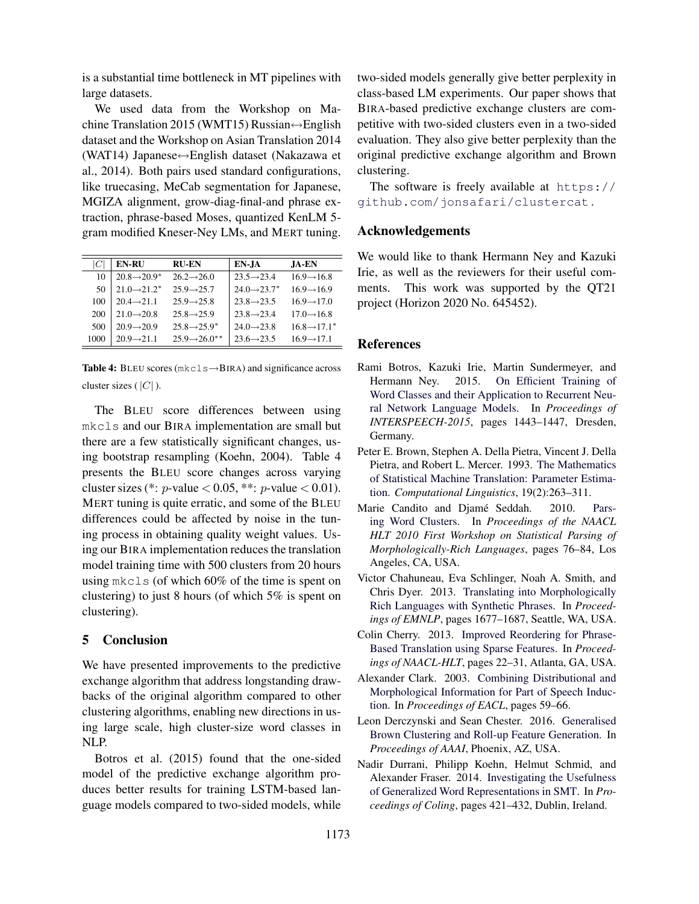is a substantial time bottleneck in MT pipelines with large datasets.

We used data from the Workshop on Machine Translation 2015 (WMT15) Russian↔English dataset and the Workshop on Asian Translation 2014 (WAT14) Japanese↔English dataset (Nakazawa et al., 2014). Both pairs used standard configurations, like truecasing, MeCab segmentation for Japanese, MGIZA alignment, grow-diag-final-and phrase extraction, phrase-based Moses, quantized KenLM 5-gram modified Kneser-Ney LMs, and MERT tuning.

| $\lvert C \rvert$ | EN-RU | RU-EN | EN-JA | JA-EN |
|---|---|---|---|---|
| 10 | 20.8→20.9* | 26.2→26.0 | 23.5→23.4 | 16.9→16.8 |
| 50 | 21.0→21.2* | 25.9→25.7 | 24.0→23.7* | 16.9→16.9 |
| 100 | 20.4→21.1 | 25.9→25.8 | 23.8→23.5 | 16.9→17.0 |
| 200 | 21.0→20.8 | 25.8→25.9 | 23.8→23.4 | 17.0→16.8 |
| 500 | 20.9→20.9 | 25.8→25.9* | 24.0→23.8 | 16.8→17.1* |
| 1000 | 20.9→21.1 | 25.9→26.0** | 23.6→23.5 | 16.9→17.1 |

**Table 4:** BLEU scores (`mkcls`→BIRA) and significance across cluster sizes ($\lvert C \rvert$).

The BLEU score differences between using `mkcls` and our BIRA implementation are small but there are a few statistically significant changes, using bootstrap resampling (Koehn, 2004). Table 4 presents the BLEU score changes across varying cluster sizes (*: $p$-value $< 0.05$, **: $p$-value $< 0.01$). MERT tuning is quite erratic, and some of the BLEU differences could be affected by noise in the tuning process in obtaining quality weight values. Using our BIRA implementation reduces the translation model training time with 500 clusters from 20 hours using `mkcls` (of which 60% of the time is spent on clustering) to just 8 hours (of which 5% is spent on clustering).

## 5 Conclusion

We have presented improvements to the predictive exchange algorithm that address longstanding drawbacks of the original algorithm compared to other clustering algorithms, enabling new directions in using large scale, high cluster-size word classes in NLP.

Botros et al. (2015) found that the one-sided model of the predictive exchange algorithm produces better results for training LSTM-based language models compared to two-sided models, while two-sided models generally give better perplexity in class-based LM experiments. Our paper shows that BIRA-based predictive exchange clusters are competitive with two-sided clusters even in a two-sided evaluation. They also give better perplexity than the original predictive exchange algorithm and Brown clustering.

The software is freely available at https://github.com/jonsafari/clustercat.

## Acknowledgements

We would like to thank Hermann Ney and Kazuki Irie, as well as the reviewers for their useful comments. This work was supported by the QT21 project (Horizon 2020 No. 645452).

## References

Rami Botros, Kazuki Irie, Martin Sundermeyer, and Hermann Ney. 2015. On Efficient Training of Word Classes and their Application to Recurrent Neural Network Language Models. In *Proceedings of INTERSPEECH-2015*, pages 1443–1447, Dresden, Germany.

Peter E. Brown, Stephen A. Della Pietra, Vincent J. Della Pietra, and Robert L. Mercer. 1993. The Mathematics of Statistical Machine Translation: Parameter Estimation. *Computational Linguistics*, 19(2):263–311.

Marie Candito and Djamé Seddah. 2010. Parsing Word Clusters. In *Proceedings of the NAACL HLT 2010 First Workshop on Statistical Parsing of Morphologically-Rich Languages*, pages 76–84, Los Angeles, CA, USA.

Victor Chahuneau, Eva Schlinger, Noah A. Smith, and Chris Dyer. 2013. Translating into Morphologically Rich Languages with Synthetic Phrases. In *Proceedings of EMNLP*, pages 1677–1687, Seattle, WA, USA.

Colin Cherry. 2013. Improved Reordering for Phrase-Based Translation using Sparse Features. In *Proceedings of NAACL-HLT*, pages 22–31, Atlanta, GA, USA.

Alexander Clark. 2003. Combining Distributional and Morphological Information for Part of Speech Induction. In *Proceedings of EACL*, pages 59–66.

Leon Derczynski and Sean Chester. 2016. Generalised Brown Clustering and Roll-up Feature Generation. In *Proceedings of AAAI*, Phoenix, AZ, USA.

Nadir Durrani, Philipp Koehn, Helmut Schmid, and Alexander Fraser. 2014. Investigating the Usefulness of Generalized Word Representations in SMT. In *Proceedings of Coling*, pages 421–432, Dublin, Ireland.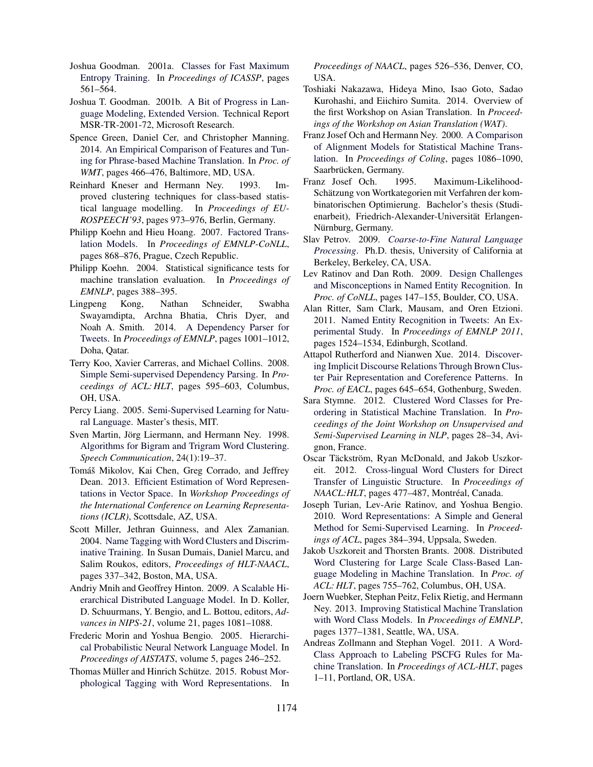Joshua Goodman. 2001a. Classes for Fast Maximum Entropy Training. In *Proceedings of ICASSP*, pages 561–564.

Joshua T. Goodman. 2001b. A Bit of Progress in Language Modeling, Extended Version. Technical Report MSR-TR-2001-72, Microsoft Research.

Spence Green, Daniel Cer, and Christopher Manning. 2014. An Empirical Comparison of Features and Tuning for Phrase-based Machine Translation. In *Proc. of WMT*, pages 466–476, Baltimore, MD, USA.

Reinhard Kneser and Hermann Ney. 1993. Improved clustering techniques for class-based statistical language modelling. In *Proceedings of EUROSPEECH'93*, pages 973–976, Berlin, Germany.

Philipp Koehn and Hieu Hoang. 2007. Factored Translation Models. In *Proceedings of EMNLP-CoNLL*, pages 868–876, Prague, Czech Republic.

Philipp Koehn. 2004. Statistical significance tests for machine translation evaluation. In *Proceedings of EMNLP*, pages 388–395.

Lingpeng Kong, Nathan Schneider, Swabha Swayamdipta, Archna Bhatia, Chris Dyer, and Noah A. Smith. 2014. A Dependency Parser for Tweets. In *Proceedings of EMNLP*, pages 1001–1012, Doha, Qatar.

Terry Koo, Xavier Carreras, and Michael Collins. 2008. Simple Semi-supervised Dependency Parsing. In *Proceedings of ACL: HLT*, pages 595–603, Columbus, OH, USA.

Percy Liang. 2005. Semi-Supervised Learning for Natural Language. Master's thesis, MIT.

Sven Martin, Jörg Liermann, and Hermann Ney. 1998. Algorithms for Bigram and Trigram Word Clustering. *Speech Communication*, 24(1):19–37.

Tomáš Mikolov, Kai Chen, Greg Corrado, and Jeffrey Dean. 2013. Efficient Estimation of Word Representations in Vector Space. In *Workshop Proceedings of the International Conference on Learning Representations (ICLR)*, Scottsdale, AZ, USA.

Scott Miller, Jethran Guinness, and Alex Zamanian. 2004. Name Tagging with Word Clusters and Discriminative Training. In Susan Dumais, Daniel Marcu, and Salim Roukos, editors, *Proceedings of HLT-NAACL*, pages 337–342, Boston, MA, USA.

Andriy Mnih and Geoffrey Hinton. 2009. A Scalable Hierarchical Distributed Language Model. In D. Koller, D. Schuurmans, Y. Bengio, and L. Bottou, editors, *Advances in NIPS-21*, volume 21, pages 1081–1088.

Frederic Morin and Yoshua Bengio. 2005. Hierarchical Probabilistic Neural Network Language Model. In *Proceedings of AISTATS*, volume 5, pages 246–252.

Thomas Müller and Hinrich Schütze. 2015. Robust Morphological Tagging with Word Representations. In *Proceedings of NAACL*, pages 526–536, Denver, CO, USA.

Toshiaki Nakazawa, Hideya Mino, Isao Goto, Sadao Kurohashi, and Eiichiro Sumita. 2014. Overview of the first Workshop on Asian Translation. In *Proceedings of the Workshop on Asian Translation (WAT)*.

Franz Josef Och and Hermann Ney. 2000. A Comparison of Alignment Models for Statistical Machine Translation. In *Proceedings of Coling*, pages 1086–1090, Saarbrücken, Germany.

Franz Josef Och. 1995. Maximum-Likelihood-Schätzung von Wortkategorien mit Verfahren der kombinatorischen Optimierung. Bachelor's thesis (Studienarbeit), Friedrich-Alexander-Universität Erlangen-Nürnburg, Germany.

Slav Petrov. 2009. *Coarse-to-Fine Natural Language Processing*. Ph.D. thesis, University of California at Berkeley, Berkeley, CA, USA.

Lev Ratinov and Dan Roth. 2009. Design Challenges and Misconceptions in Named Entity Recognition. In *Proc. of CoNLL*, pages 147–155, Boulder, CO, USA.

Alan Ritter, Sam Clark, Mausam, and Oren Etzioni. 2011. Named Entity Recognition in Tweets: An Experimental Study. In *Proceedings of EMNLP 2011*, pages 1524–1534, Edinburgh, Scotland.

Attapol Rutherford and Nianwen Xue. 2014. Discovering Implicit Discourse Relations Through Brown Cluster Pair Representation and Coreference Patterns. In *Proc. of EACL*, pages 645–654, Gothenburg, Sweden.

Sara Stymne. 2012. Clustered Word Classes for Preordering in Statistical Machine Translation. In *Proceedings of the Joint Workshop on Unsupervised and Semi-Supervised Learning in NLP*, pages 28–34, Avignon, France.

Oscar Täckström, Ryan McDonald, and Jakob Uszkoreit. 2012. Cross-lingual Word Clusters for Direct Transfer of Linguistic Structure. In *Proceedings of NAACL:HLT*, pages 477–487, Montréal, Canada.

Joseph Turian, Lev-Arie Ratinov, and Yoshua Bengio. 2010. Word Representations: A Simple and General Method for Semi-Supervised Learning. In *Proceedings of ACL*, pages 384–394, Uppsala, Sweden.

Jakob Uszkoreit and Thorsten Brants. 2008. Distributed Word Clustering for Large Scale Class-Based Language Modeling in Machine Translation. In *Proc. of ACL: HLT*, pages 755–762, Columbus, OH, USA.

Joern Wuebker, Stephan Peitz, Felix Rietig, and Hermann Ney. 2013. Improving Statistical Machine Translation with Word Class Models. In *Proceedings of EMNLP*, pages 1377–1381, Seattle, WA, USA.

Andreas Zollmann and Stephan Vogel. 2011. A Word-Class Approach to Labeling PSCFG Rules for Machine Translation. In *Proceedings of ACL-HLT*, pages 1–11, Portland, OR, USA.